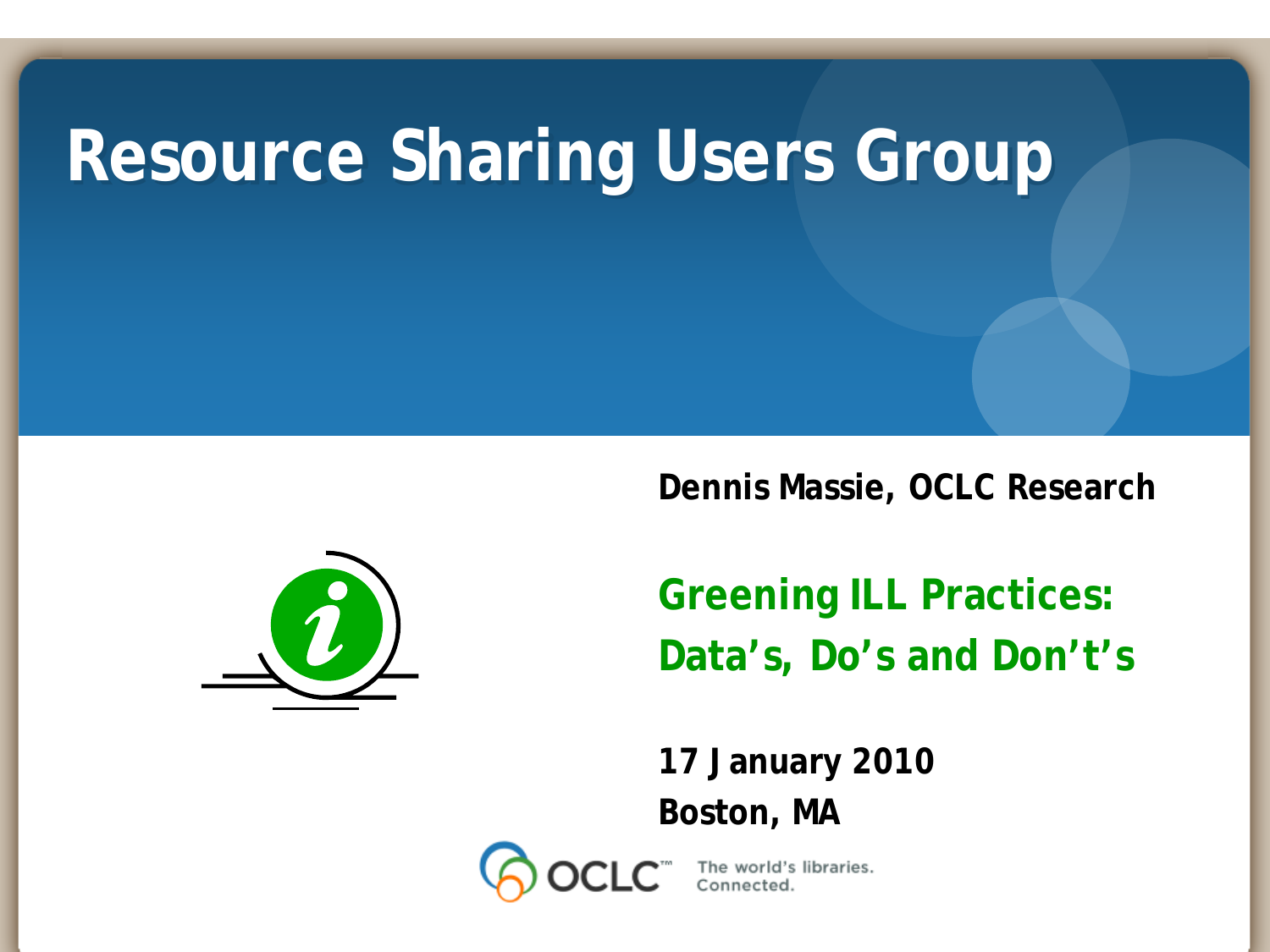# Resource Sharing Users Group

**Dennis Massie, OCLC Research**

## Greening ILL Practices: Data's, Do's and Don't's

**17 January 2010**
**Boston, MA**

OCLC The world's libraries. Connected.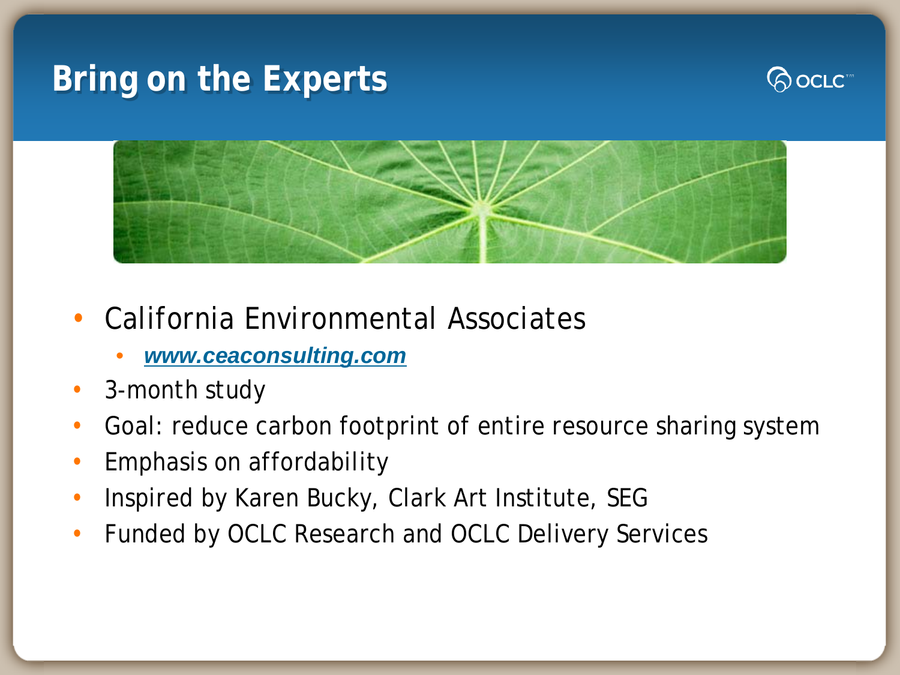# Bring on the Experts

- California Environmental Associates
  - *www.ceaconsulting.com*
- 3-month study
- Goal: reduce carbon footprint of entire resource sharing system
- Emphasis on affordability
- Inspired by Karen Bucky, Clark Art Institute, SEG
- Funded by OCLC Research and OCLC Delivery Services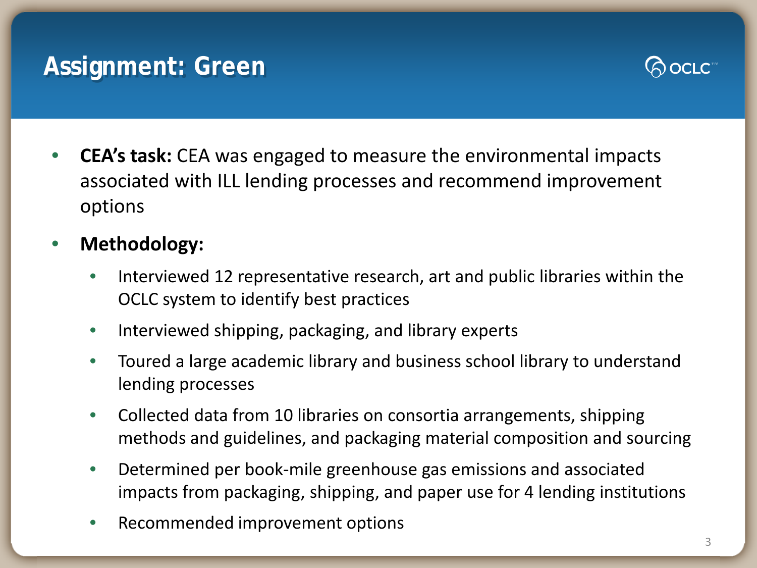# Assignment: Green

- **CEA's task:** CEA was engaged to measure the environmental impacts associated with ILL lending processes and recommend improvement options
- **Methodology:**
  - Interviewed 12 representative research, art and public libraries within the OCLC system to identify best practices
  - Interviewed shipping, packaging, and library experts
  - Toured a large academic library and business school library to understand lending processes
  - Collected data from 10 libraries on consortia arrangements, shipping methods and guidelines, and packaging material composition and sourcing
  - Determined per book-mile greenhouse gas emissions and associated impacts from packaging, shipping, and paper use for 4 lending institutions
  - Recommended improvement options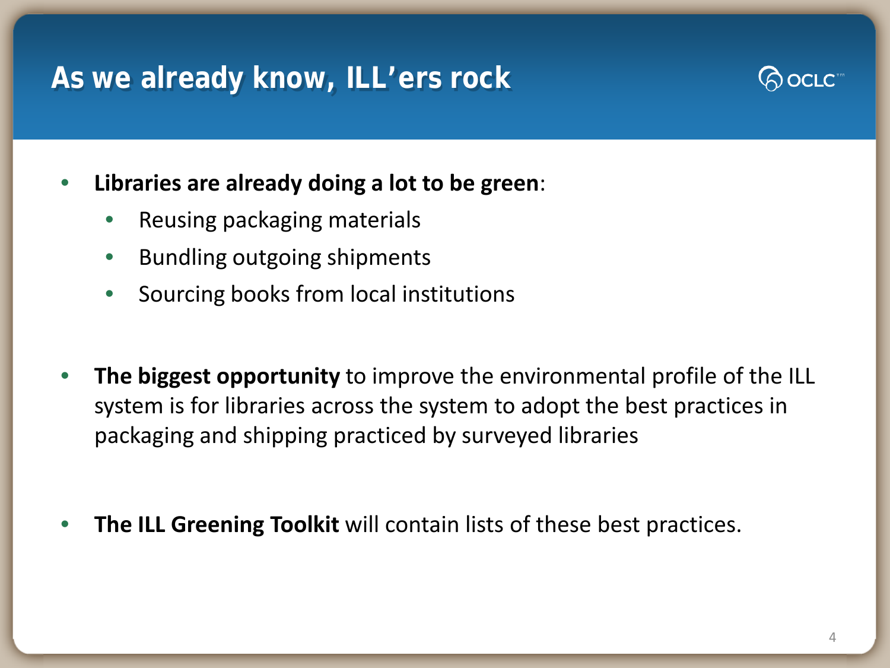# As we already know, ILL'ers rock

- **Libraries are already doing a lot to be green**:
  - Reusing packaging materials
  - Bundling outgoing shipments
  - Sourcing books from local institutions

- **The biggest opportunity** to improve the environmental profile of the ILL system is for libraries across the system to adopt the best practices in packaging and shipping practiced by surveyed libraries

- **The ILL Greening Toolkit** will contain lists of these best practices.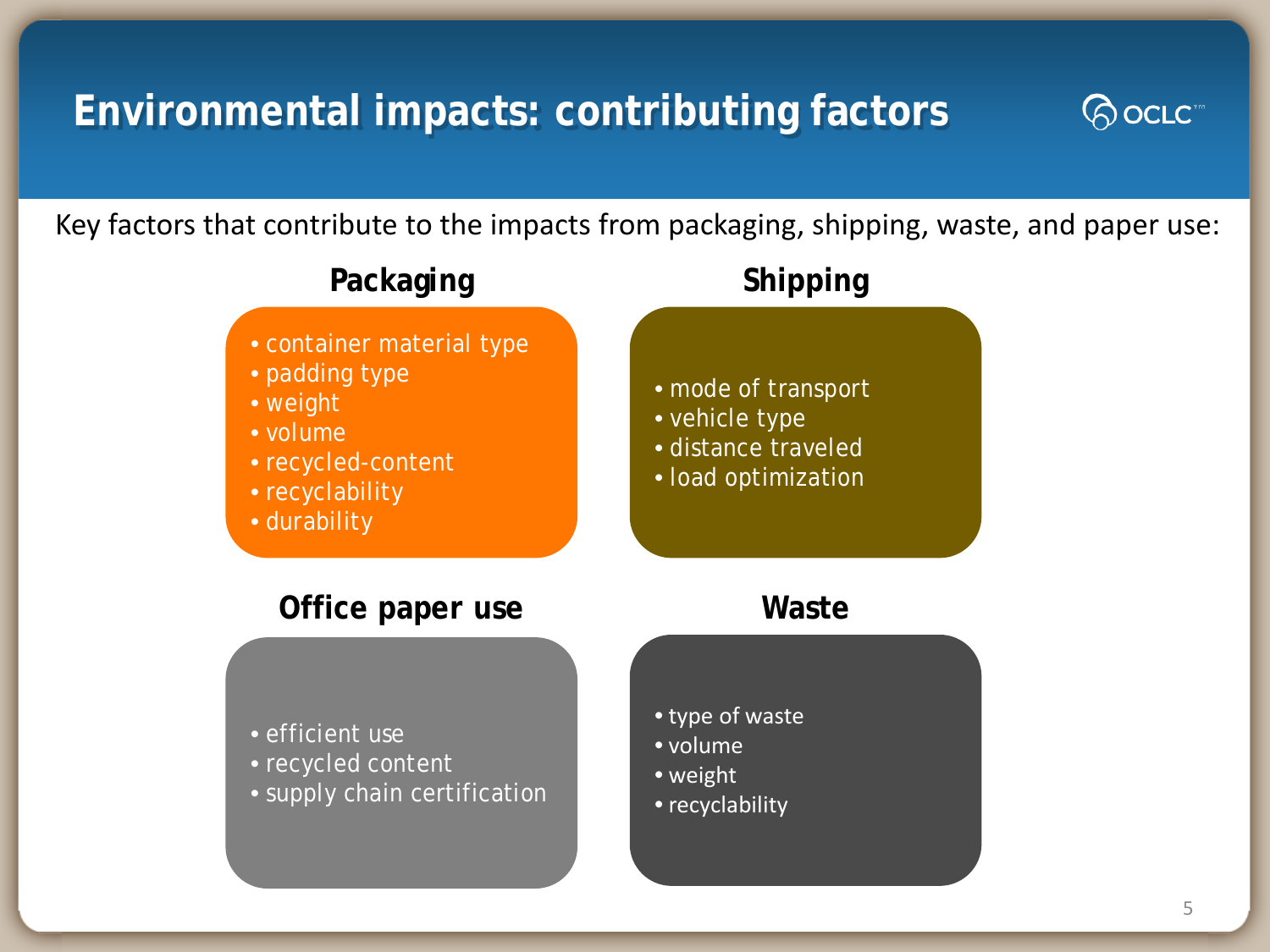# Environmental impacts: contributing factors

Key factors that contribute to the impacts from packaging, shipping, waste, and paper use:

## Packaging

- container material type
- padding type
- weight
- volume
- recycled-content
- recyclability
- durability

## Shipping

- mode of transport
- vehicle type
- distance traveled
- load optimization

## Office paper use

- efficient use
- recycled content
- supply chain certification

## Waste

- type of waste
- volume
- weight
- recyclability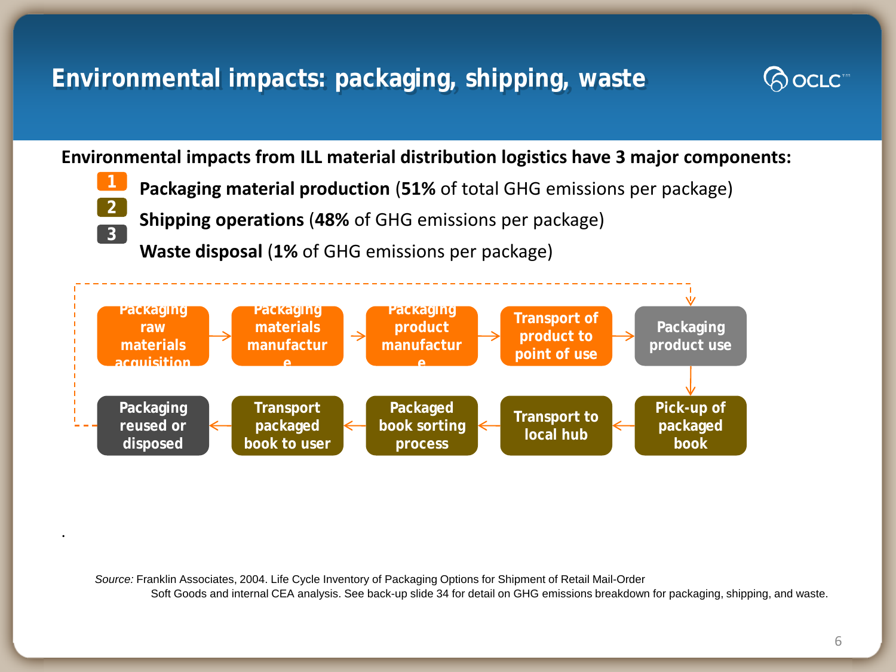# Environmental impacts: packaging, shipping, waste

**Environmental impacts from ILL material distribution logistics have 3 major components:**

1. **Packaging material production** (**51%** of total GHG emissions per package)
2. **Shipping operations** (**48%** of GHG emissions per package)
3. **Waste disposal** (**1%** of GHG emissions per package)

Packaging raw materials acquisition

Packaging materials manufacture

Packaging product manufacture

Transport of product to point of use

Packaging product use

Pick-up of packaged book

Transport to local hub

Packaged book sorting process

Transport packaged book to user

Packaging reused or disposed

.

*Source:* Franklin Associates, 2004. Life Cycle Inventory of Packaging Options for Shipment of Retail Mail-Order Soft Goods and internal CEA analysis. See back-up slide 34 for detail on GHG emissions breakdown for packaging, shipping, and waste.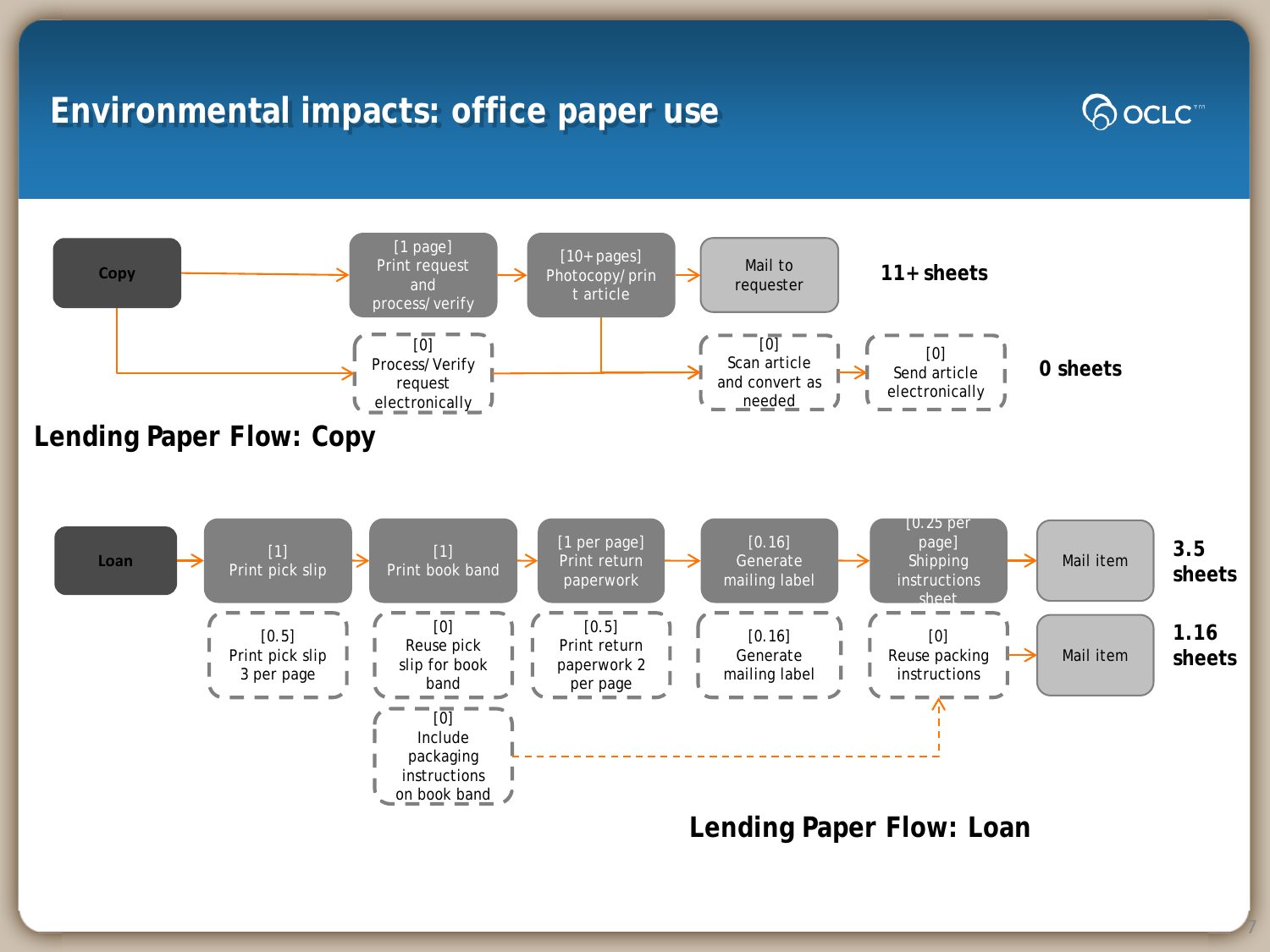# Environmental impacts: office paper use

## Lending Paper Flow: Copy

Copy

[1 page] Print request and process/ verify

[10+ pages] Photocopy/ print article

Mail to requester

11+ sheets

[0] Process/ Verify request electronically

[0] Scan article and convert as needed

[0] Send article electronically

0 sheets

## Lending Paper Flow: Loan

Loan

[1] Print pick slip

[1] Print book band

[1 per page] Print return paperwork

[0.16] Generate mailing label

[0.25 per page] Shipping instructions sheet

Mail item

3.5 sheets

[0.5] Print pick slip 3 per page

[0] Reuse pick slip for book band

[0.5] Print return paperwork 2 per page

[0.16] Generate mailing label

[0] Reuse packing instructions

Mail item

1.16 sheets

[0] Include packaging instructions on book band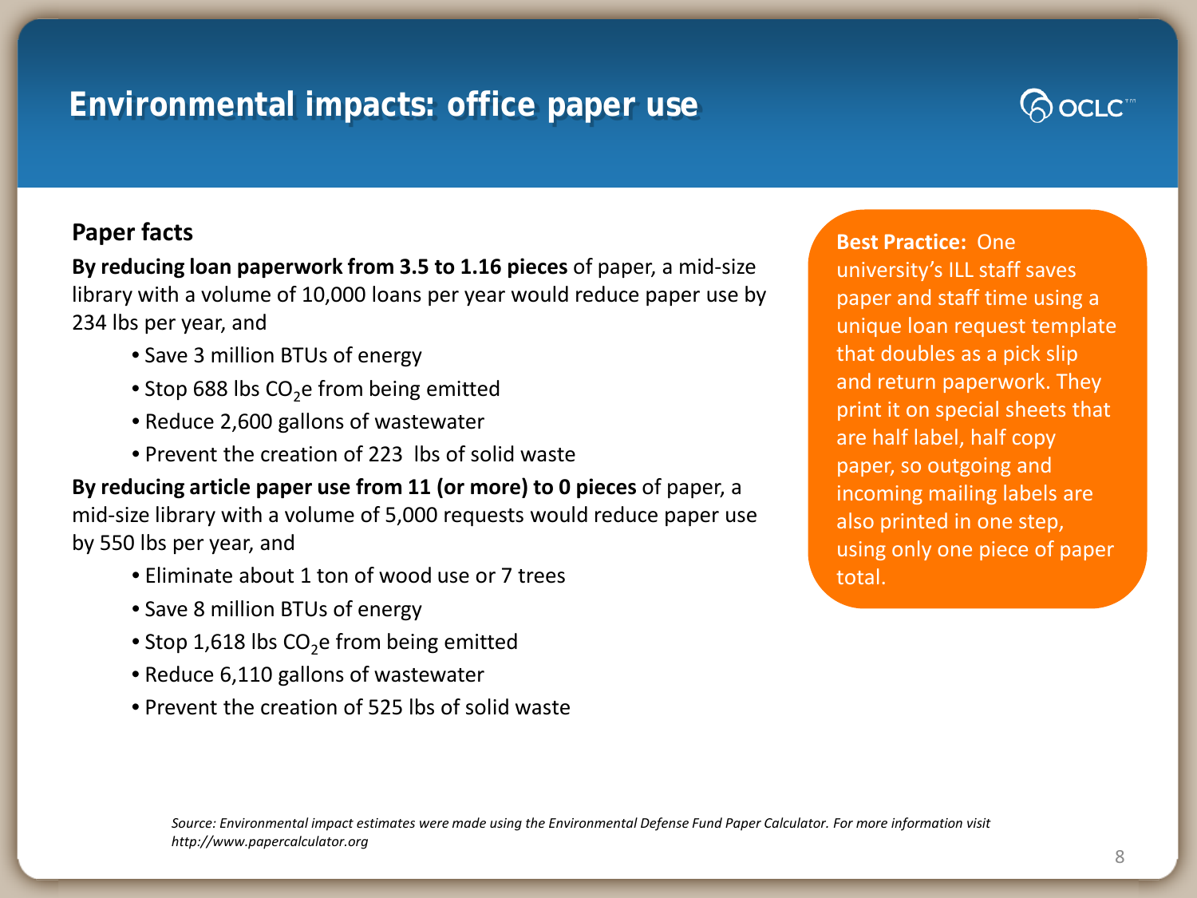# Environmental impacts: office paper use

## Paper facts

**By reducing loan paperwork from 3.5 to 1.16 pieces** of paper, a mid-size library with a volume of 10,000 loans per year would reduce paper use by 234 lbs per year, and

- Save 3 million BTUs of energy
- Stop 688 lbs $CO_2$e from being emitted
- Reduce 2,600 gallons of wastewater
- Prevent the creation of 223 lbs of solid waste

**By reducing article paper use from 11 (or more) to 0 pieces** of paper, a mid-size library with a volume of 5,000 requests would reduce paper use by 550 lbs per year, and

- Eliminate about 1 ton of wood use or 7 trees
- Save 8 million BTUs of energy
- Stop 1,618 lbs $CO_2$e from being emitted
- Reduce 6,110 gallons of wastewater
- Prevent the creation of 525 lbs of solid waste

**Best Practice:** One university's ILL staff saves paper and staff time using a unique loan request template that doubles as a pick slip and return paperwork. They print it on special sheets that are half label, half copy paper, so outgoing and incoming mailing labels are also printed in one step, using only one piece of paper total.

*Source: Environmental impact estimates were made using the Environmental Defense Fund Paper Calculator. For more information visit http://www.papercalculator.org*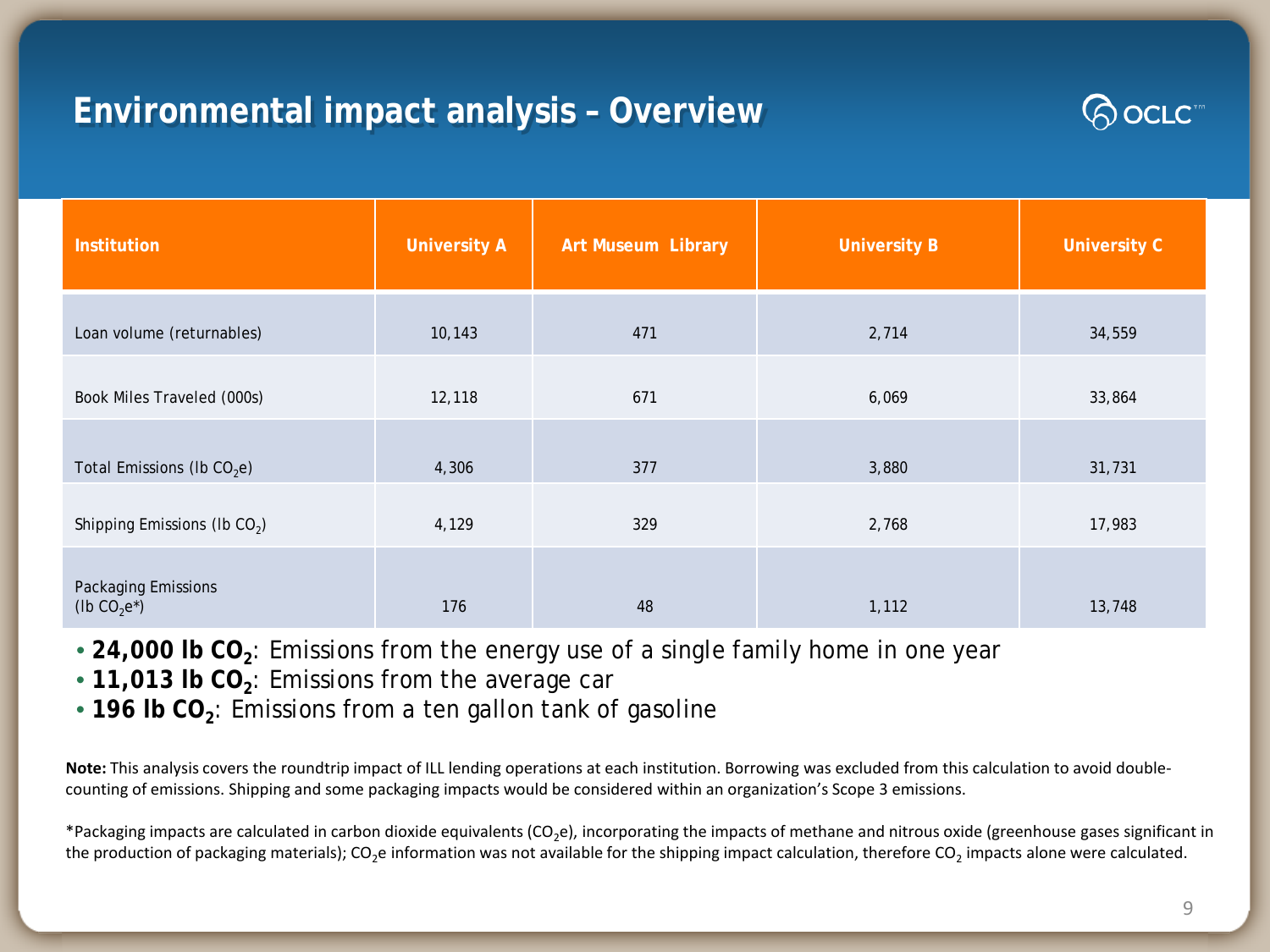# Environmental impact analysis – Overview

| Institution | University A | Art Museum Library | University B | University C |
|---|---|---|---|---|
| Loan volume (returnables) | 10,143 | 471 | 2,714 | 34,559 |
| Book Miles Traveled (000s) | 12,118 | 671 | 6,069 | 33,864 |
| Total Emissions (lb $CO_2e$) | 4,306 | 377 | 3,880 | 31,731 |
| Shipping Emissions (lb $CO_2$) | 4,129 | 329 | 2,768 | 17,983 |
| Packaging Emissions (lb $CO_2e$*) | 176 | 48 | 1,112 | 13,748 |

- **24,000 lb $CO_2$**: Emissions from the energy use of a single family home in one year
- **11,013 lb $CO_2$**: Emissions from the average car
- **196 lb $CO_2$**: Emissions from a ten gallon tank of gasoline

**Note:** This analysis covers the roundtrip impact of ILL lending operations at each institution. Borrowing was excluded from this calculation to avoid double-counting of emissions. Shipping and some packaging impacts would be considered within an organization's Scope 3 emissions.

*Packaging impacts are calculated in carbon dioxide equivalents ($CO_2e$), incorporating the impacts of methane and nitrous oxide (greenhouse gases significant in the production of packaging materials); $CO_2e$ information was not available for the shipping impact calculation, therefore $CO_2$ impacts alone were calculated.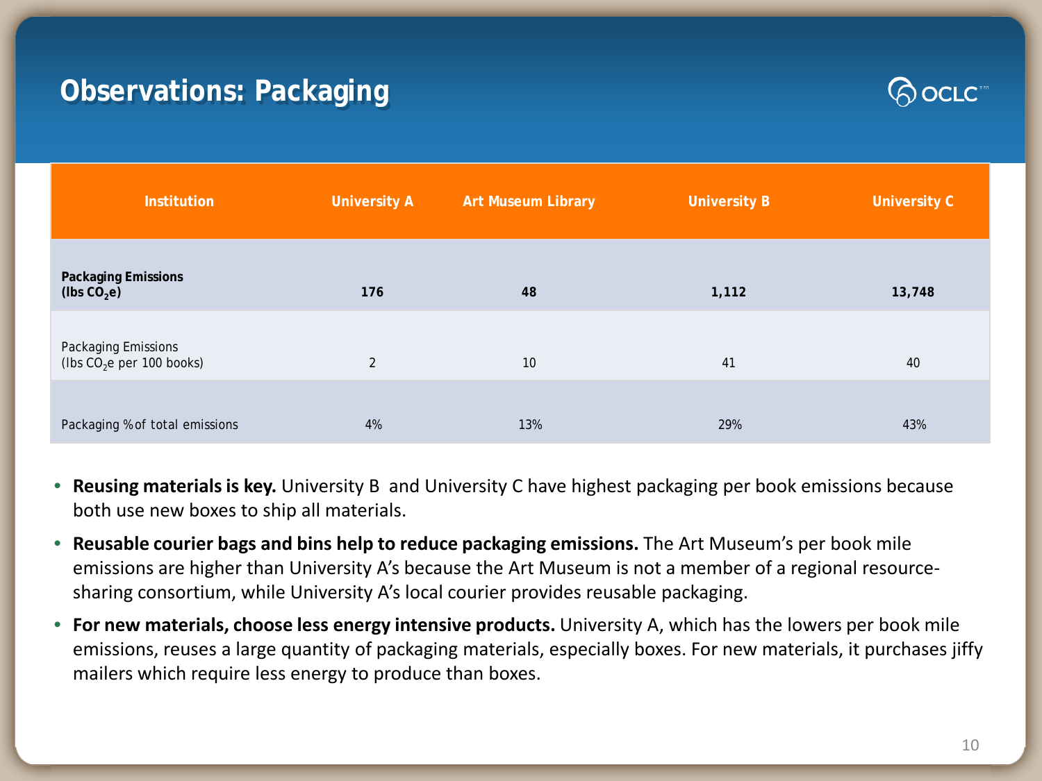# Observations: Packaging

| Institution | University A | Art Museum Library | University B | University C |
| --- | --- | --- | --- | --- |
| **Packaging Emissions (lbs $CO_2e$)** | **176** | **48** | **1,112** | **13,748** |
| Packaging Emissions (lbs $CO_2e$ per 100 books) | 2 | 10 | 41 | 40 |
| Packaging % of total emissions | 4% | 13% | 29% | 43% |

- **Reusing materials is key.** University B  and University C have highest packaging per book emissions because both use new boxes to ship all materials.
- **Reusable courier bags and bins help to reduce packaging emissions.** The Art Museum's per book mile emissions are higher than University A's because the Art Museum is not a member of a regional resource-sharing consortium, while University A's local courier provides reusable packaging.
- **For new materials, choose less energy intensive products.** University A, which has the lowers per book mile emissions, reuses a large quantity of packaging materials, especially boxes. For new materials, it purchases jiffy mailers which require less energy to produce than boxes.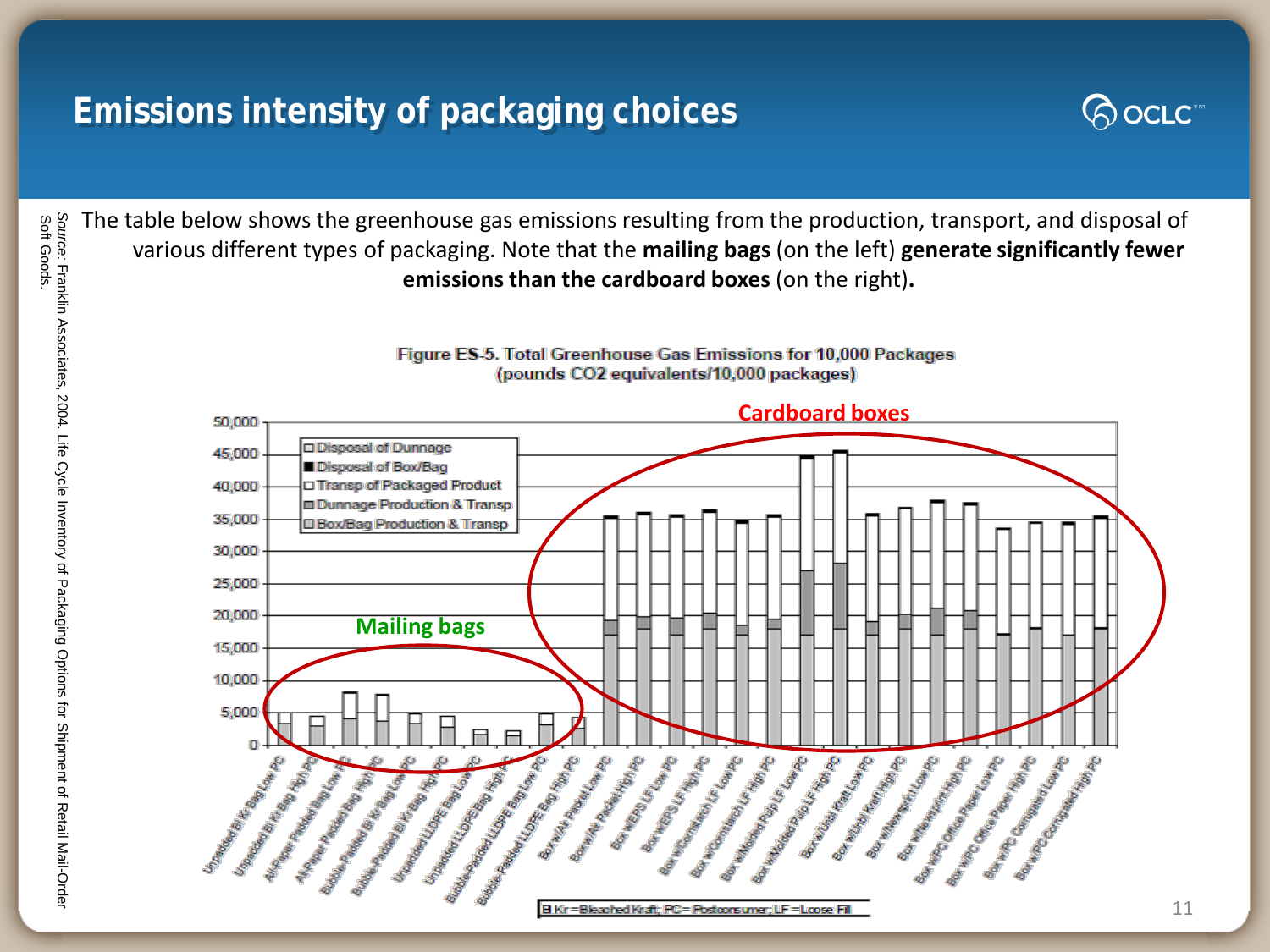# Emissions intensity of packaging choices

The table below shows the greenhouse gas emissions resulting from the production, transport, and disposal of various different types of packaging. Note that the **mailing bags** (on the left) **generate significantly fewer emissions than the cardboard boxes** (on the right).

Figure ES-5. Total Greenhouse Gas Emissions for 10,000 Packages
(pounds CO2 equivalents/10,000 packages)

Cardboard boxes

Mailing bags

50,000
45,000
40,000
35,000
30,000
25,000
20,000
15,000
10,000
5,000
0

Disposal of Dunnage
Disposal of Box/Bag
Transp of Packaged Product
Dunnage Production & Transp
Box/Bag Production & Transp

Unpadded Bl Kr Bag Low PC
Unpadded Bl Kr Bag High PC
All-Paper Padded Bag Low PC
All-Paper Padded Bag High PC
Bubble-Padded Bl Kr Bag Low PC
Bubble-Padded Bl Kr Bag High PC
Unpadded LLDPE Bag Low PC
Unpadded LLDPE Bag High PC
Bubble-Padded LLDPE Bag Low PC
Bubble-Padded LLDPE Bag High PC
Box w/Air Packet Low PC
Box w/Air Packet High PC
Box w/EPS LF Low PC
Box w/EPS LF High PC
Box w/Cornstarch LF Low PC
Box w/Cornstarch LF High PC
Box w/Molded Pulp LF Low PC
Box w/Molded Pulp LF High PC
Box w/Unbl Kraft Low PC
Box w/Unbl Kraft High PC
Box w/Newsprint Low PC
Box w/Newsprint High PC
Box w/PC Office Paper Low PC
Box w/PC Office Paper High PC
Box w/PC Corrugated Low PC
Box w/PC Corrugated High PC

Bl Kr = Bleached Kraft; PC = Postconsumer; LF = Loose Fill

*Source*: Franklin Associates, 2004. Life Cycle Inventory of Packaging Options for Shipment of Retail Mail-Order Soft Goods.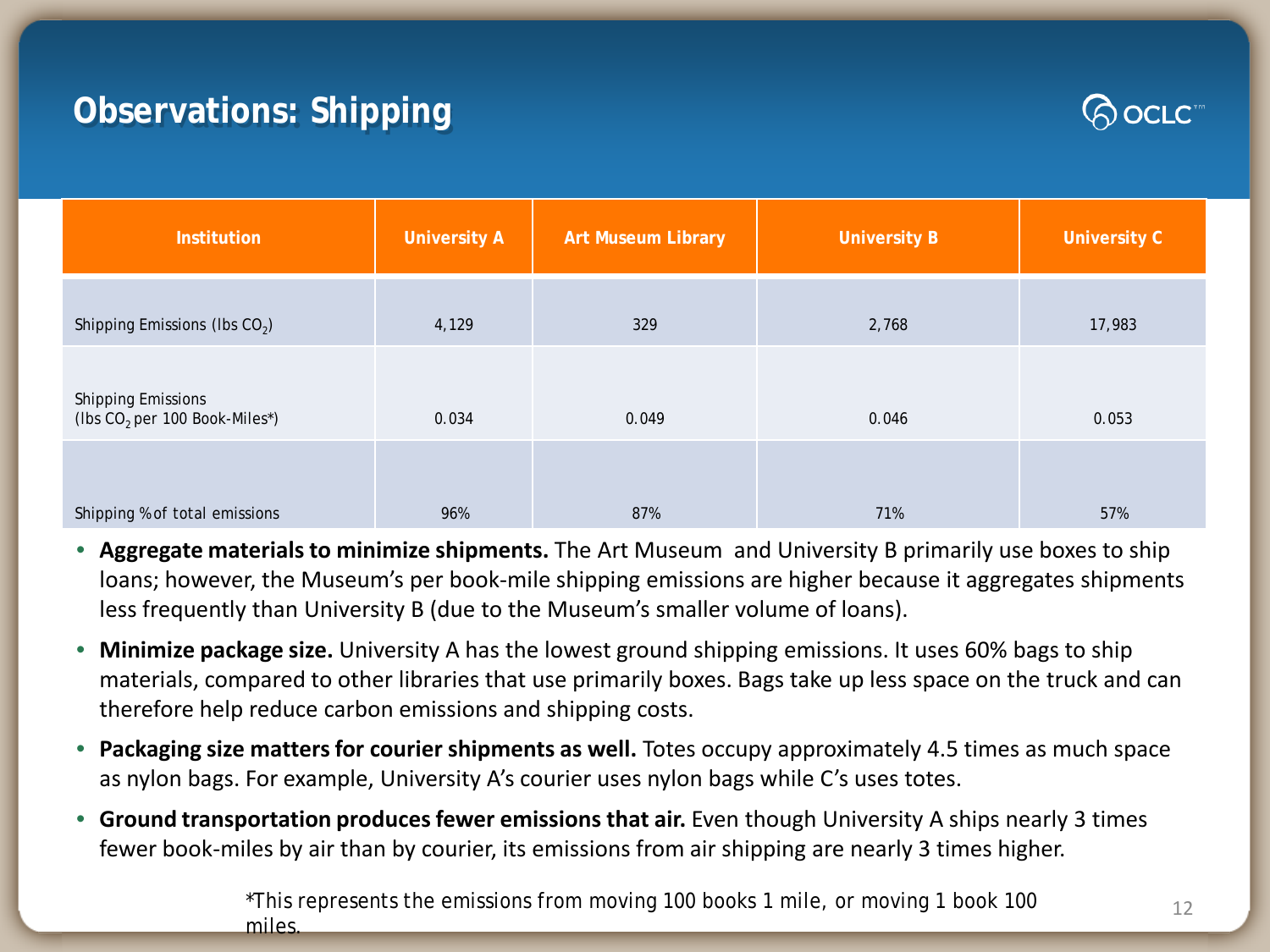# Observations: Shipping

| Institution | University A | Art Museum Library | University B | University C |
|---|---|---|---|---|
| Shipping Emissions (lbs $CO_2$) | 4,129 | 329 | 2,768 | 17,983 |
| Shipping Emissions (lbs $CO_2$ per 100 Book-Miles*) | 0.034 | 0.049 | 0.046 | 0.053 |
| Shipping % of total emissions | 96% | 87% | 71% | 57% |

- **Aggregate materials to minimize shipments.** The Art Museum and University B primarily use boxes to ship loans; however, the Museum's per book-mile shipping emissions are higher because it aggregates shipments less frequently than University B (due to the Museum's smaller volume of loans).
- **Minimize package size.** University A has the lowest ground shipping emissions. It uses 60% bags to ship materials, compared to other libraries that use primarily boxes. Bags take up less space on the truck and can therefore help reduce carbon emissions and shipping costs.
- **Packaging size matters for courier shipments as well.** Totes occupy approximately 4.5 times as much space as nylon bags. For example, University A's courier uses nylon bags while C's uses totes.
- **Ground transportation produces fewer emissions that air.** Even though University A ships nearly 3 times fewer book-miles by air than by courier, its emissions from air shipping are nearly 3 times higher.

*This represents the emissions from moving 100 books 1 mile, or moving 1 book 100 miles.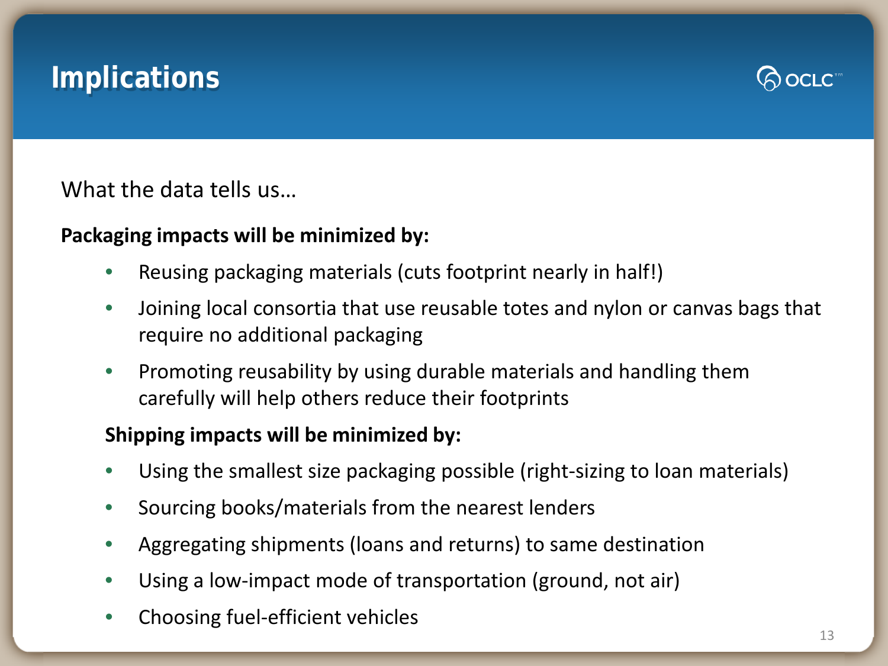# Implications

What the data tells us…

**Packaging impacts will be minimized by:**

- Reusing packaging materials (cuts footprint nearly in half!)
- Joining local consortia that use reusable totes and nylon or canvas bags that require no additional packaging
- Promoting reusability by using durable materials and handling them carefully will help others reduce their footprints

**Shipping impacts will be minimized by:**

- Using the smallest size packaging possible (right-sizing to loan materials)
- Sourcing books/materials from the nearest lenders
- Aggregating shipments (loans and returns) to same destination
- Using a low-impact mode of transportation (ground, not air)
- Choosing fuel-efficient vehicles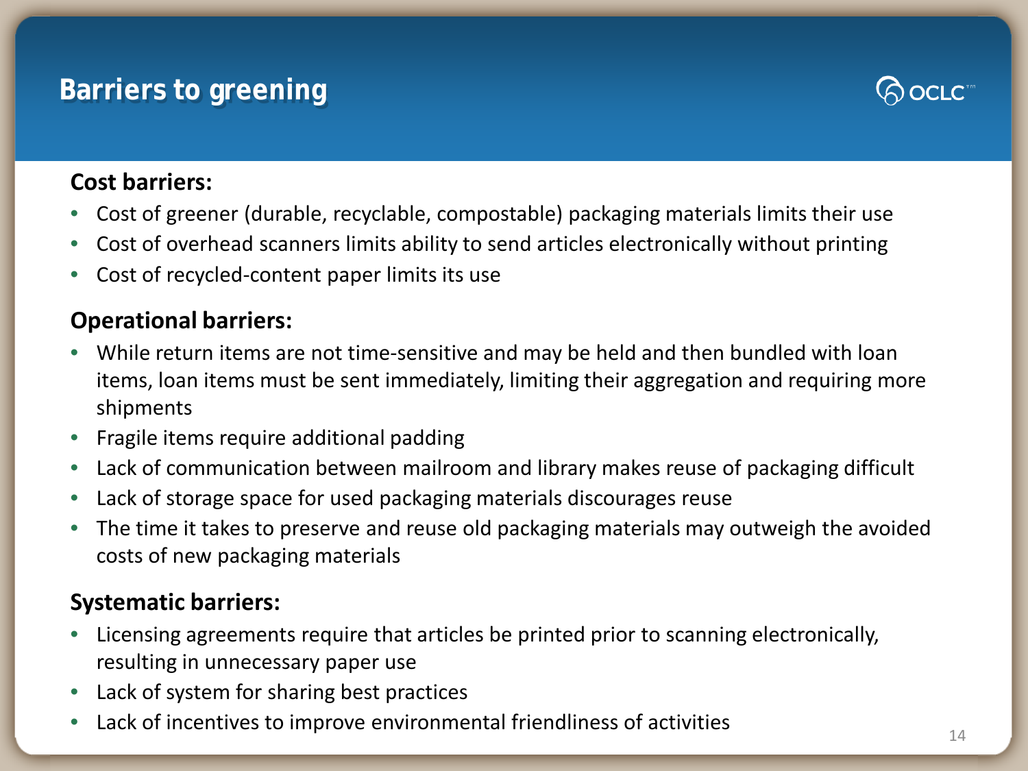# Barriers to greening

**Cost barriers:**

- Cost of greener (durable, recyclable, compostable) packaging materials limits their use
- Cost of overhead scanners limits ability to send articles electronically without printing
- Cost of recycled-content paper limits its use

**Operational barriers:**

- While return items are not time-sensitive and may be held and then bundled with loan items, loan items must be sent immediately, limiting their aggregation and requiring more shipments
- Fragile items require additional padding
- Lack of communication between mailroom and library makes reuse of packaging difficult
- Lack of storage space for used packaging materials discourages reuse
- The time it takes to preserve and reuse old packaging materials may outweigh the avoided costs of new packaging materials

**Systematic barriers:**

- Licensing agreements require that articles be printed prior to scanning electronically, resulting in unnecessary paper use
- Lack of system for sharing best practices
- Lack of incentives to improve environmental friendliness of activities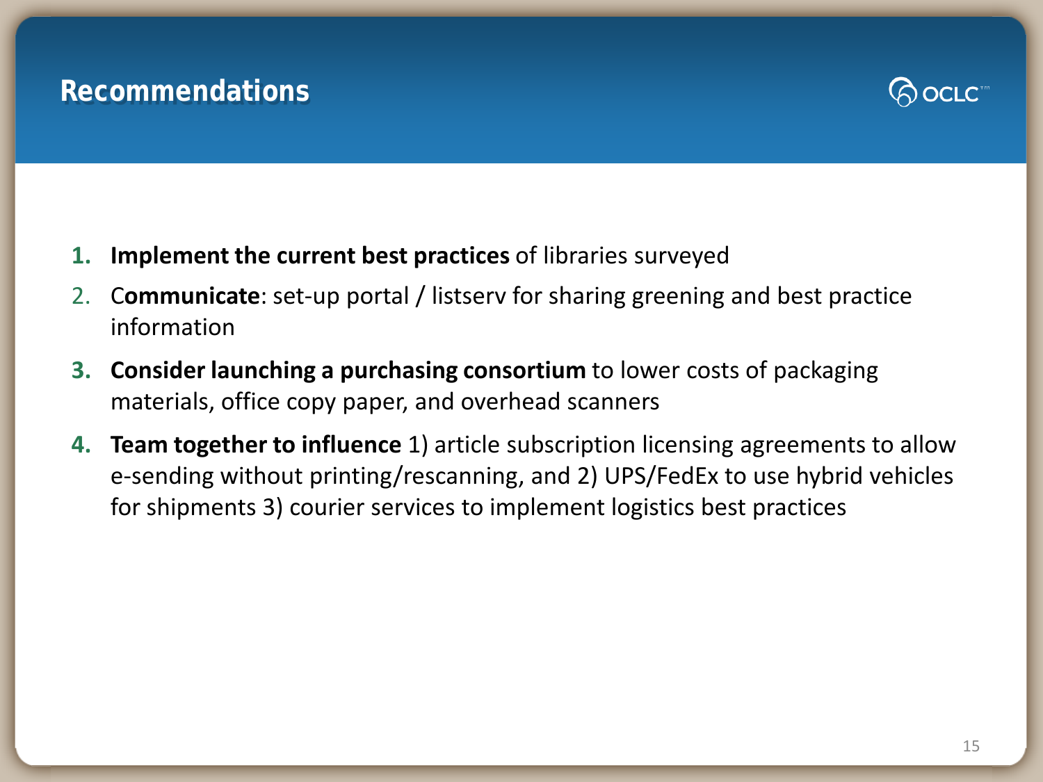# Recommendations

1. **Implement the current best practices** of libraries surveyed
2. C**ommunicate**: set-up portal / listserv for sharing greening and best practice information
3. **Consider launching a purchasing consortium** to lower costs of packaging materials, office copy paper, and overhead scanners
4. **Team together to influence** 1) article subscription licensing agreements to allow e-sending without printing/rescanning, and 2) UPS/FedEx to use hybrid vehicles for shipments 3) courier services to implement logistics best practices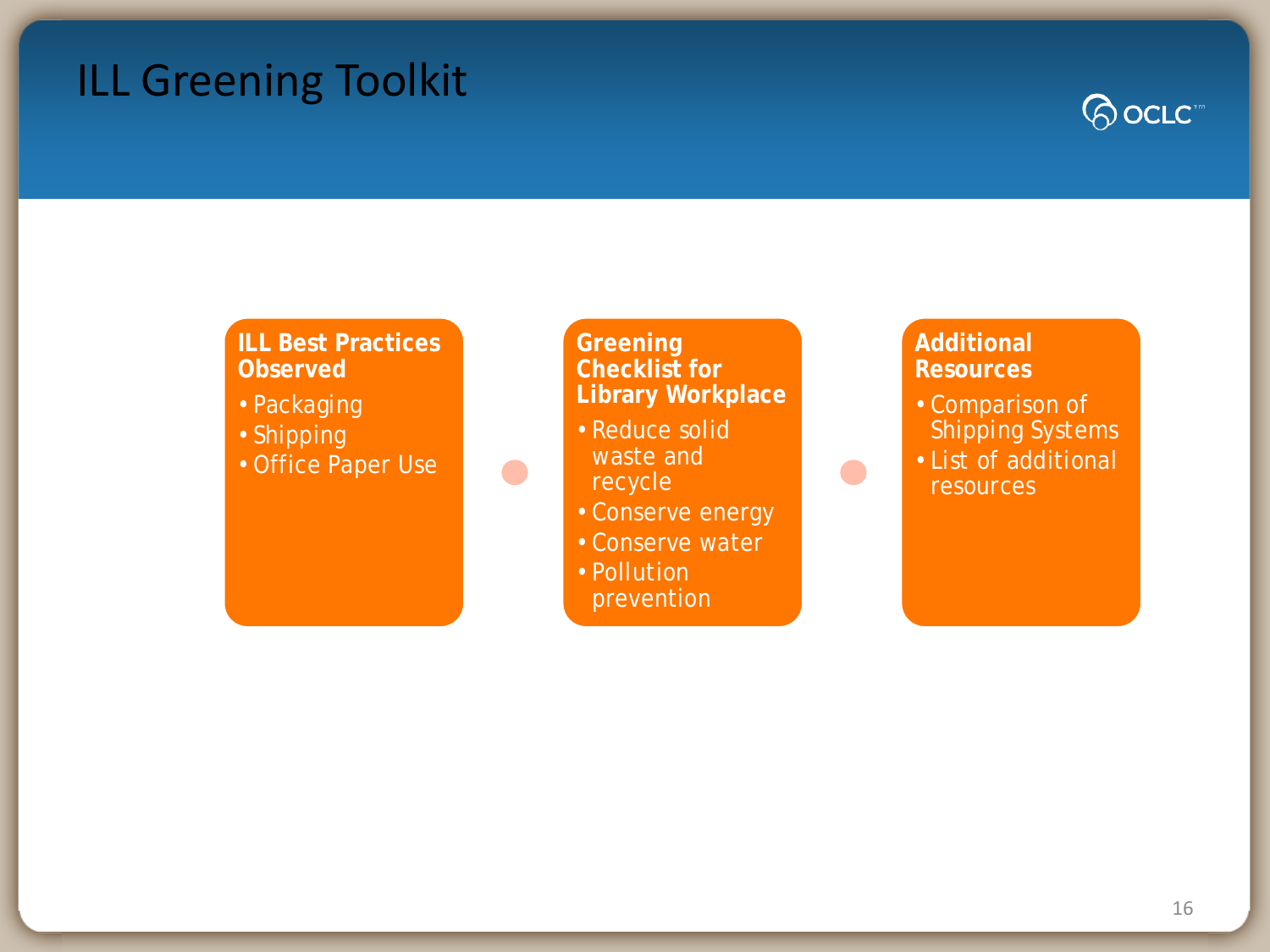# ILL Greening Toolkit

### ILL Best Practices Observed

- Packaging
- Shipping
- Office Paper Use

### Greening Checklist for Library Workplace

- Reduce solid waste and recycle
- Conserve energy
- Conserve water
- Pollution prevention

### Additional Resources

- Comparison of Shipping Systems
- List of additional resources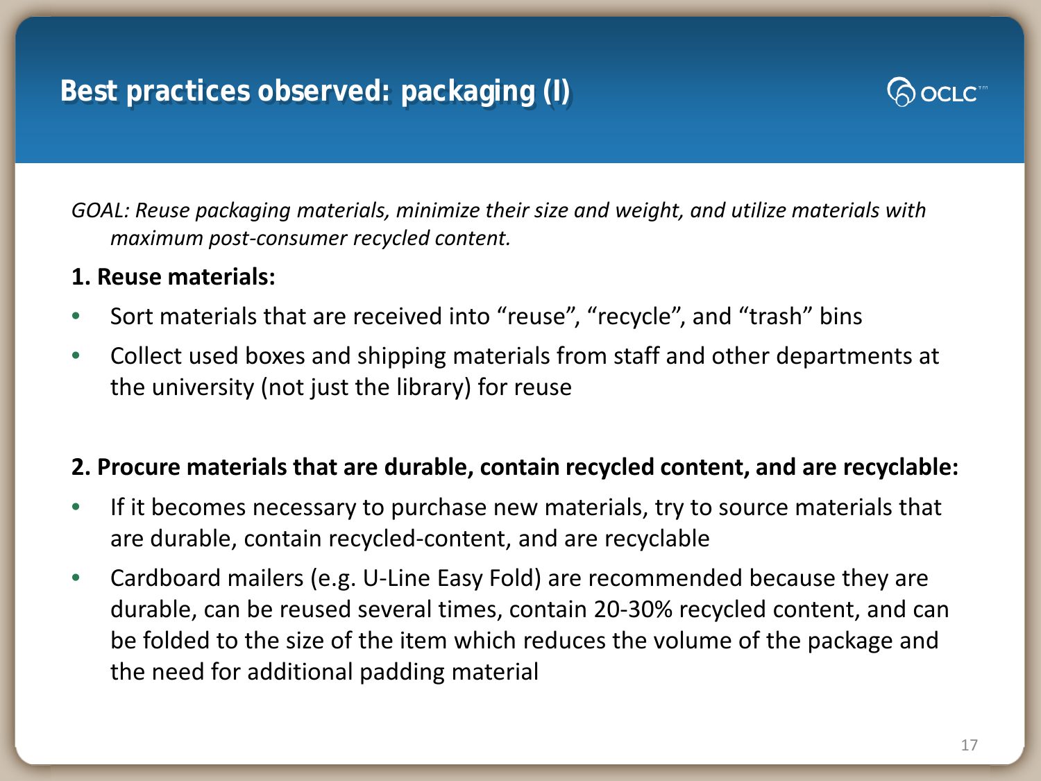# Best practices observed: packaging (I)

*GOAL: Reuse packaging materials, minimize their size and weight, and utilize materials with maximum post-consumer recycled content.*

**1. Reuse materials:**

- Sort materials that are received into "reuse", "recycle", and "trash" bins
- Collect used boxes and shipping materials from staff and other departments at the university (not just the library) for reuse

**2. Procure materials that are durable, contain recycled content, and are recyclable:**

- If it becomes necessary to purchase new materials, try to source materials that are durable, contain recycled-content, and are recyclable
- Cardboard mailers (e.g. U-Line Easy Fold) are recommended because they are durable, can be reused several times, contain 20-30% recycled content, and can be folded to the size of the item which reduces the volume of the package and the need for additional padding material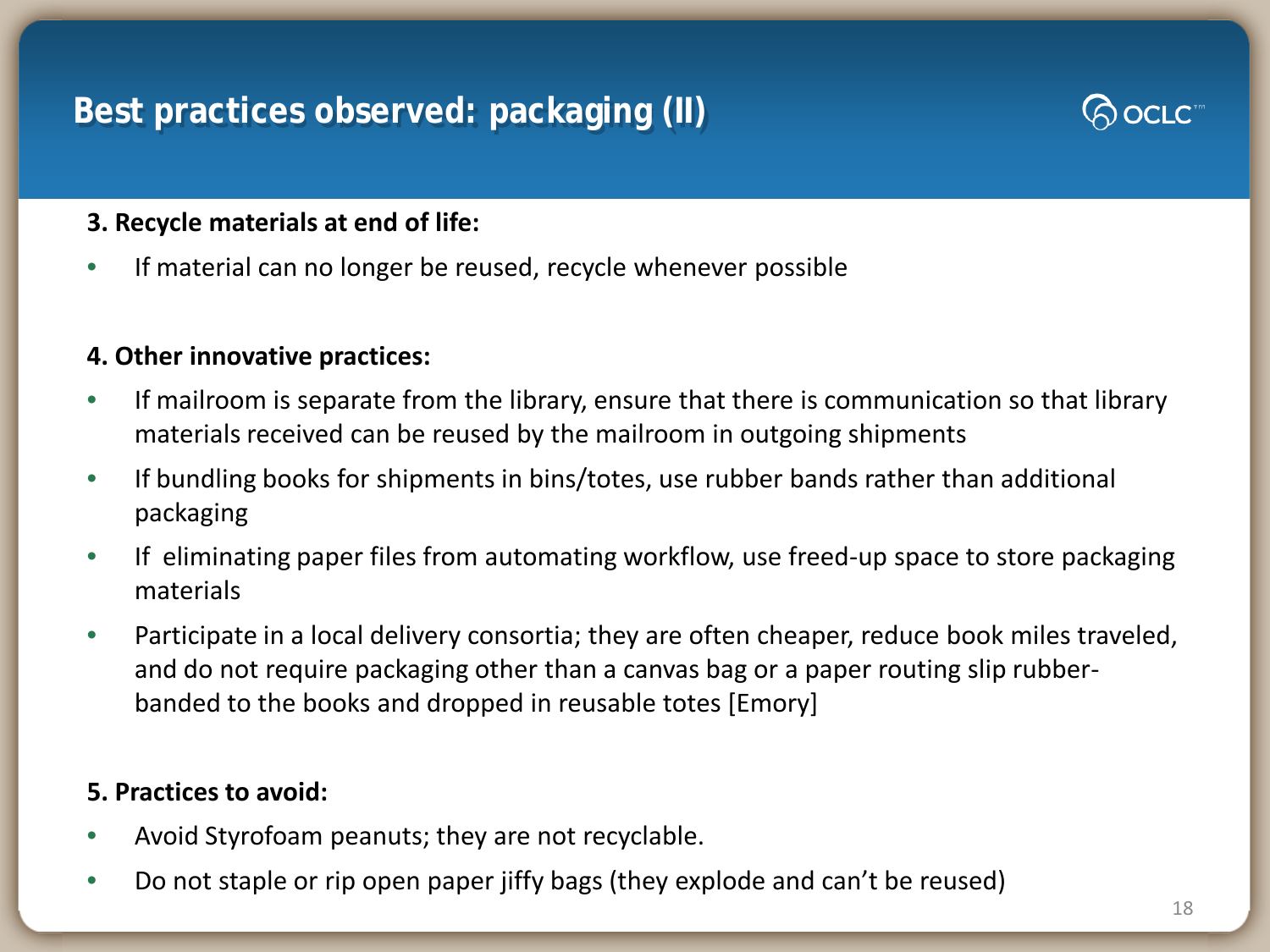# Best practices observed: packaging (II)

**3. Recycle materials at end of life:**

- If material can no longer be reused, recycle whenever possible

**4. Other innovative practices:**

- If mailroom is separate from the library, ensure that there is communication so that library materials received can be reused by the mailroom in outgoing shipments
- If bundling books for shipments in bins/totes, use rubber bands rather than additional packaging
- If eliminating paper files from automating workflow, use freed-up space to store packaging materials
- Participate in a local delivery consortia; they are often cheaper, reduce book miles traveled, and do not require packaging other than a canvas bag or a paper routing slip rubber-banded to the books and dropped in reusable totes [Emory]

**5. Practices to avoid:**

- Avoid Styrofoam peanuts; they are not recyclable.
- Do not staple or rip open paper jiffy bags (they explode and can't be reused)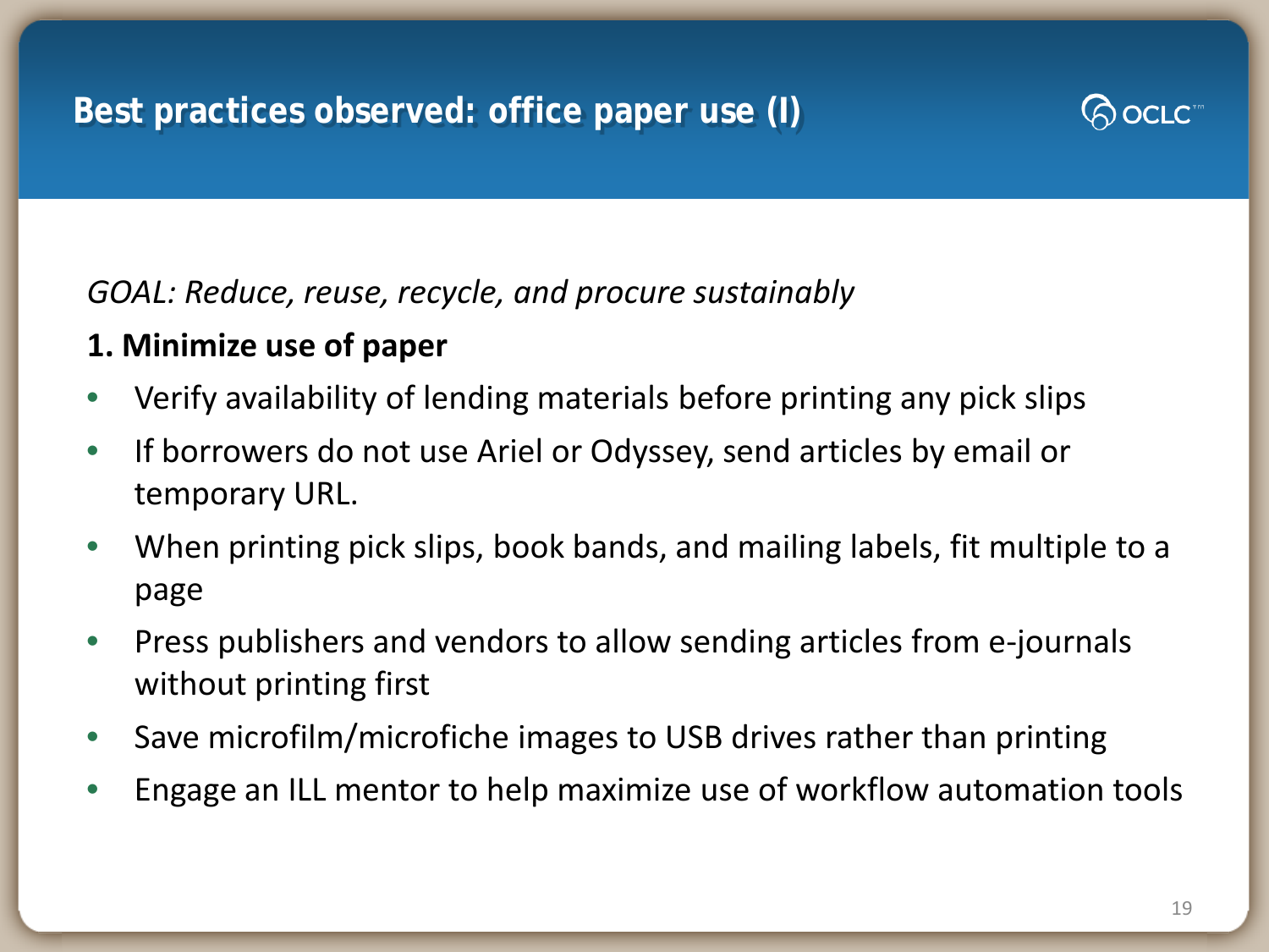# Best practices observed: office paper use (I)

*GOAL: Reduce, reuse, recycle, and procure sustainably*

**1. Minimize use of paper**

- Verify availability of lending materials before printing any pick slips
- If borrowers do not use Ariel or Odyssey, send articles by email or temporary URL.
- When printing pick slips, book bands, and mailing labels, fit multiple to a page
- Press publishers and vendors to allow sending articles from e-journals without printing first
- Save microfilm/microfiche images to USB drives rather than printing
- Engage an ILL mentor to help maximize use of workflow automation tools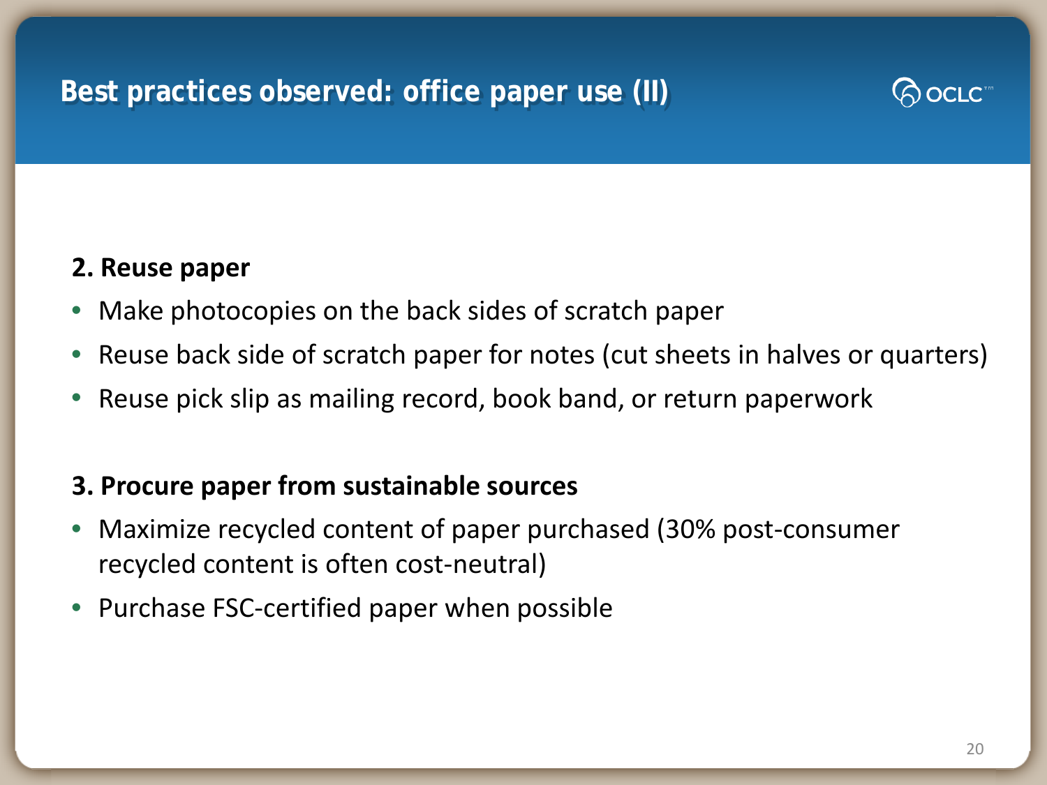# Best practices observed: office paper use (II)

**2. Reuse paper**

- Make photocopies on the back sides of scratch paper
- Reuse back side of scratch paper for notes (cut sheets in halves or quarters)
- Reuse pick slip as mailing record, book band, or return paperwork

**3. Procure paper from sustainable sources**

- Maximize recycled content of paper purchased (30% post-consumer recycled content is often cost-neutral)
- Purchase FSC-certified paper when possible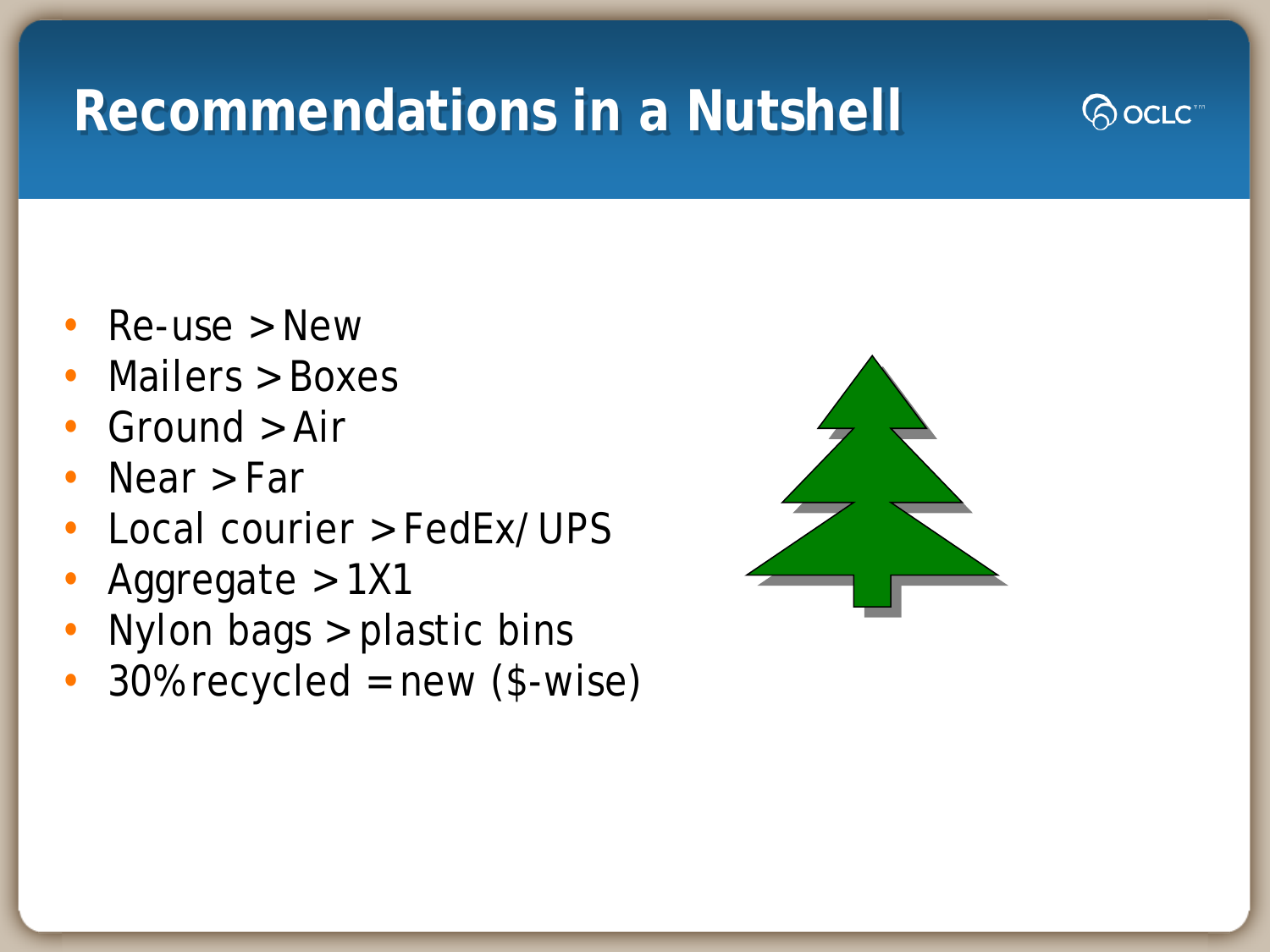# Recommendations in a Nutshell

- Re-use > New
- Mailers > Boxes
- Ground > Air
- Near > Far
- Local courier > FedEx/UPS
- Aggregate > 1X1
- Nylon bags > plastic bins
- 30% recycled = new ($-wise)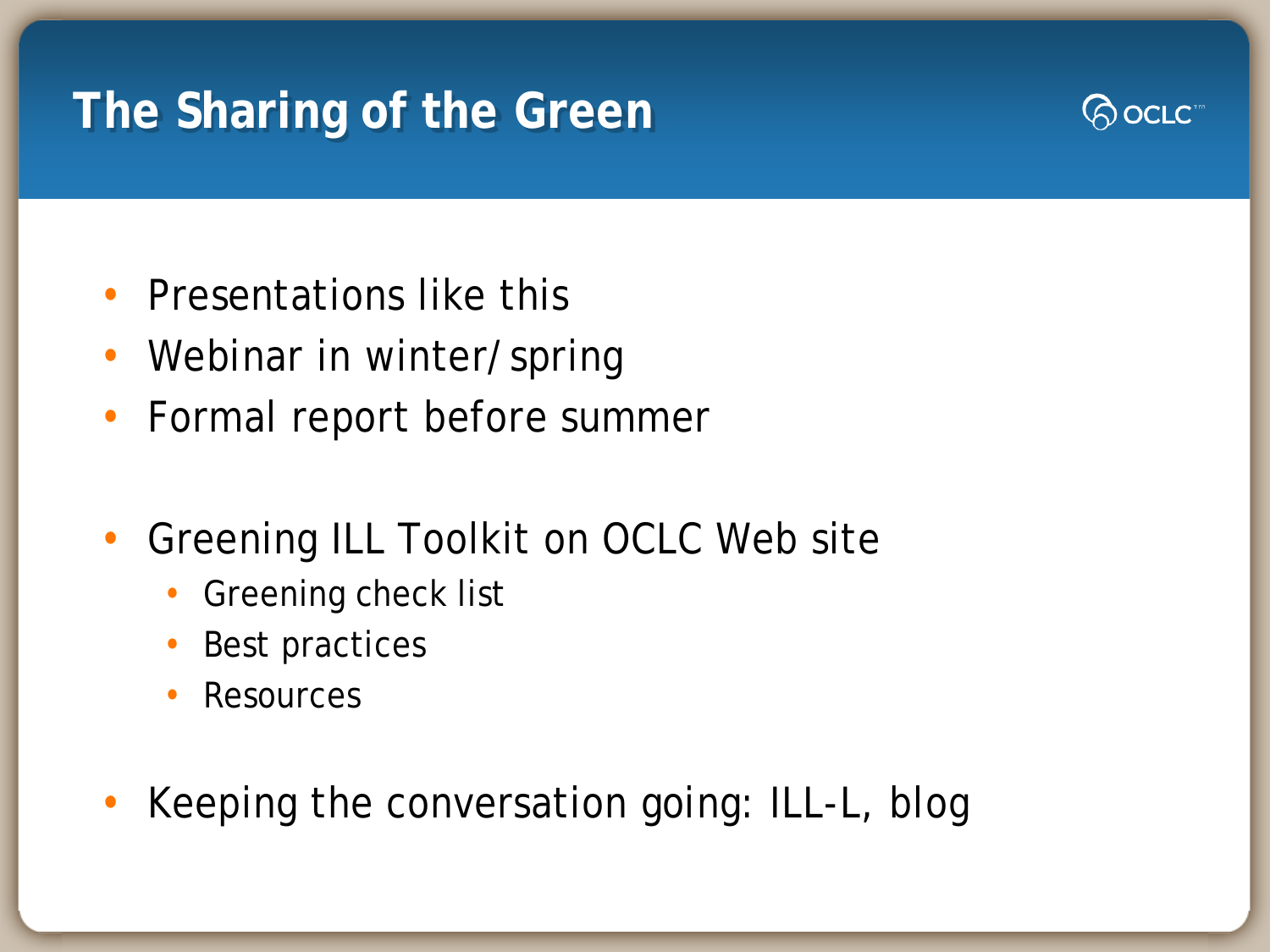# The Sharing of the Green

- Presentations like this
- Webinar in winter/ spring
- Formal report before summer

- Greening ILL Toolkit on OCLC Web site
  - Greening check list
  - Best practices
  - Resources

- Keeping the conversation going: ILL-L, blog